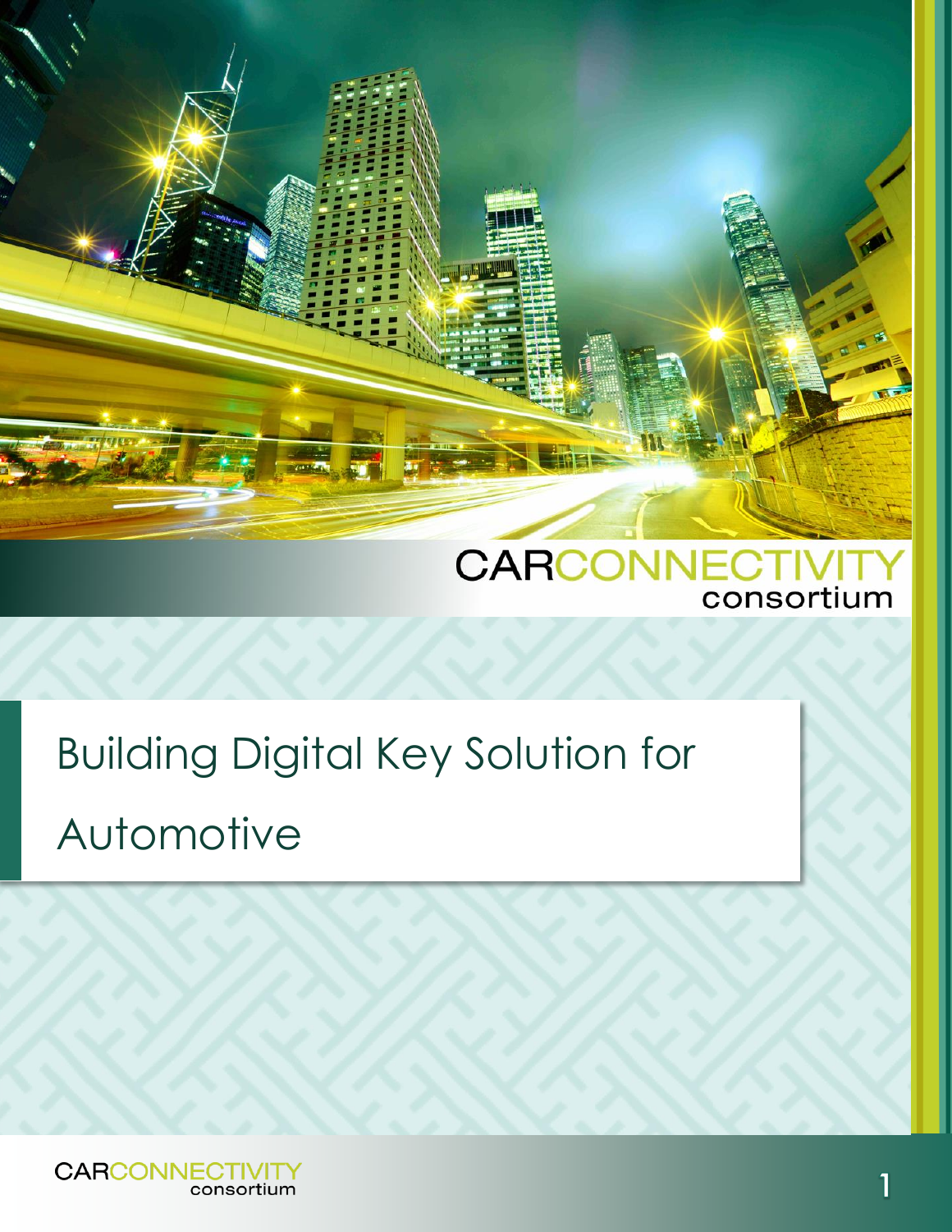CARCONNECTIVITY consortium

# Building Digital Key Solution for Automotive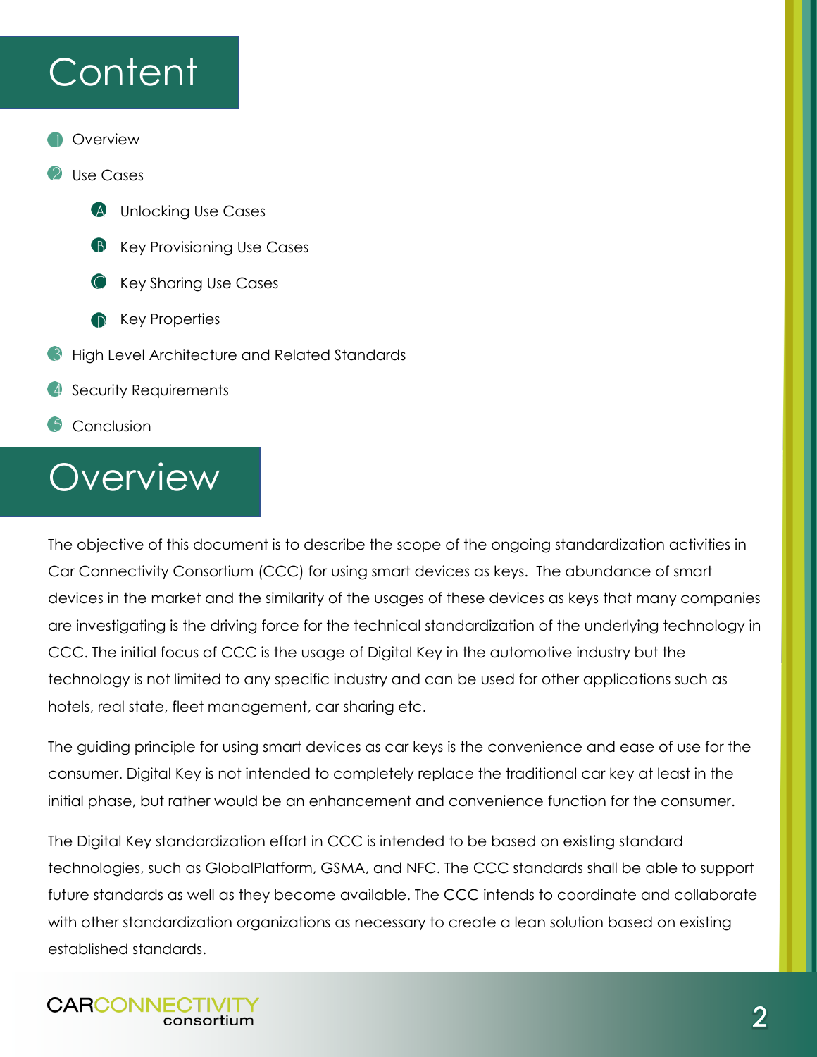# Content

1. Overview
2. Use Cases
   - A. Unlocking Use Cases
   - B. Key Provisioning Use Cases
   - C. Key Sharing Use Cases
   - D. Key Properties
3. High Level Architecture and Related Standards
4. Security Requirements
5. Conclusion

# Overview

The objective of this document is to describe the scope of the ongoing standardization activities in Car Connectivity Consortium (CCC) for using smart devices as keys. The abundance of smart devices in the market and the similarity of the usages of these devices as keys that many companies are investigating is the driving force for the technical standardization of the underlying technology in CCC. The initial focus of CCC is the usage of Digital Key in the automotive industry but the technology is not limited to any specific industry and can be used for other applications such as hotels, real state, fleet management, car sharing etc.

The guiding principle for using smart devices as car keys is the convenience and ease of use for the consumer. Digital Key is not intended to completely replace the traditional car key at least in the initial phase, but rather would be an enhancement and convenience function for the consumer.

The Digital Key standardization effort in CCC is intended to be based on existing standard technologies, such as GlobalPlatform, GSMA, and NFC. The CCC standards shall be able to support future standards as well as they become available. The CCC intends to coordinate and collaborate with other standardization organizations as necessary to create a lean solution based on existing established standards.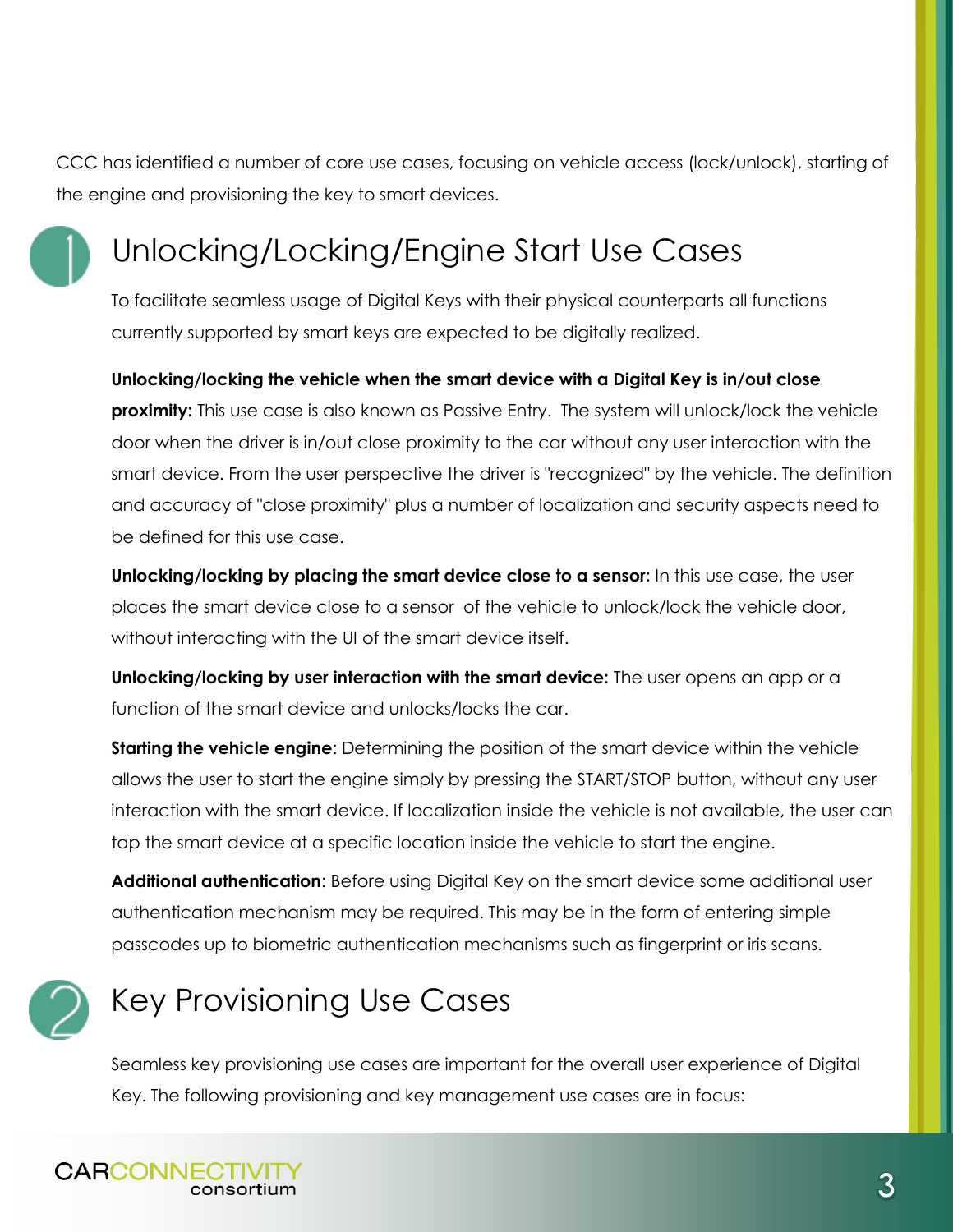CCC has identified a number of core use cases, focusing on vehicle access (lock/unlock), starting of the engine and provisioning the key to smart devices.

## 1 Unlocking/Locking/Engine Start Use Cases

To facilitate seamless usage of Digital Keys with their physical counterparts all functions currently supported by smart keys are expected to be digitally realized.

**Unlocking/locking the vehicle when the smart device with a Digital Key is in/out close proximity:** This use case is also known as Passive Entry. The system will unlock/lock the vehicle door when the driver is in/out close proximity to the car without any user interaction with the smart device. From the user perspective the driver is "recognized" by the vehicle. The definition and accuracy of "close proximity" plus a number of localization and security aspects need to be defined for this use case.

**Unlocking/locking by placing the smart device close to a sensor:** In this use case, the user places the smart device close to a sensor of the vehicle to unlock/lock the vehicle door, without interacting with the UI of the smart device itself.

**Unlocking/locking by user interaction with the smart device:** The user opens an app or a function of the smart device and unlocks/locks the car.

**Starting the vehicle engine**: Determining the position of the smart device within the vehicle allows the user to start the engine simply by pressing the START/STOP button, without any user interaction with the smart device. If localization inside the vehicle is not available, the user can tap the smart device at a specific location inside the vehicle to start the engine.

**Additional authentication**: Before using Digital Key on the smart device some additional user authentication mechanism may be required. This may be in the form of entering simple passcodes up to biometric authentication mechanisms such as fingerprint or iris scans.

## 2 Key Provisioning Use Cases

Seamless key provisioning use cases are important for the overall user experience of Digital Key. The following provisioning and key management use cases are in focus: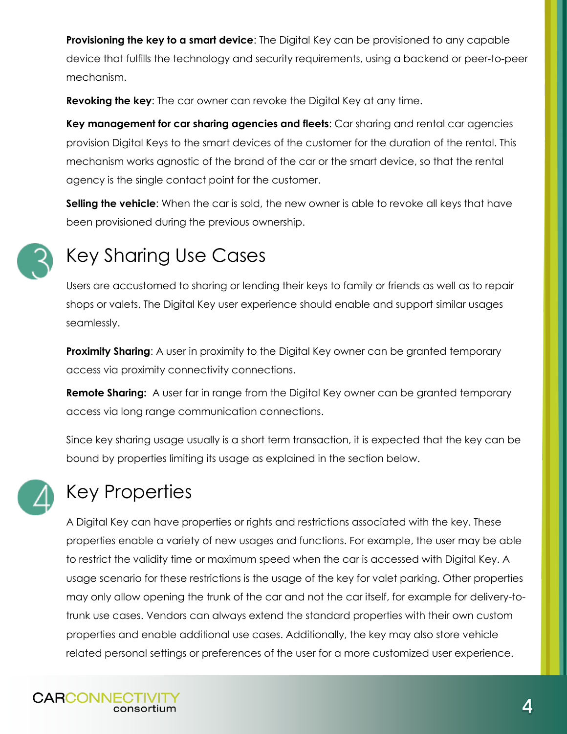**Provisioning the key to a smart device**: The Digital Key can be provisioned to any capable device that fulfills the technology and security requirements, using a backend or peer-to-peer mechanism.

**Revoking the key**: The car owner can revoke the Digital Key at any time.

**Key management for car sharing agencies and fleets**: Car sharing and rental car agencies provision Digital Keys to the smart devices of the customer for the duration of the rental. This mechanism works agnostic of the brand of the car or the smart device, so that the rental agency is the single contact point for the customer.

**Selling the vehicle**: When the car is sold, the new owner is able to revoke all keys that have been provisioned during the previous ownership.

## 3 Key Sharing Use Cases

Users are accustomed to sharing or lending their keys to family or friends as well as to repair shops or valets. The Digital Key user experience should enable and support similar usages seamlessly.

**Proximity Sharing**: A user in proximity to the Digital Key owner can be granted temporary access via proximity connectivity connections.

**Remote Sharing:** A user far in range from the Digital Key owner can be granted temporary access via long range communication connections.

Since key sharing usage usually is a short term transaction, it is expected that the key can be bound by properties limiting its usage as explained in the section below.

## 4 Key Properties

A Digital Key can have properties or rights and restrictions associated with the key. These properties enable a variety of new usages and functions. For example, the user may be able to restrict the validity time or maximum speed when the car is accessed with Digital Key. A usage scenario for these restrictions is the usage of the key for valet parking. Other properties may only allow opening the trunk of the car and not the car itself, for example for delivery-to-trunk use cases. Vendors can always extend the standard properties with their own custom properties and enable additional use cases. Additionally, the key may also store vehicle related personal settings or preferences of the user for a more customized user experience.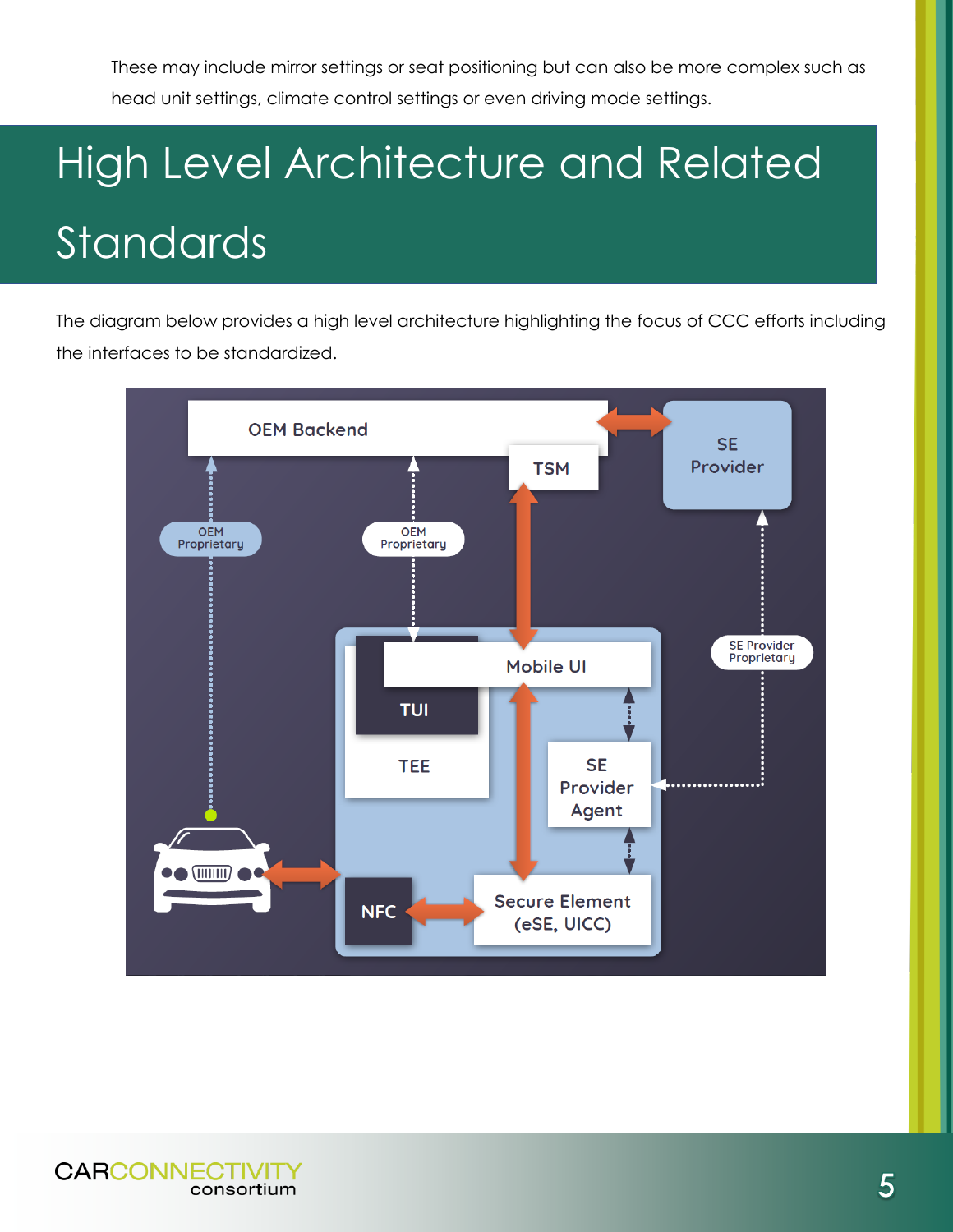These may include mirror settings or seat positioning but can also be more complex such as head unit settings, climate control settings or even driving mode settings.

# High Level Architecture and Related Standards

The diagram below provides a high level architecture highlighting the focus of CCC efforts including the interfaces to be standardized.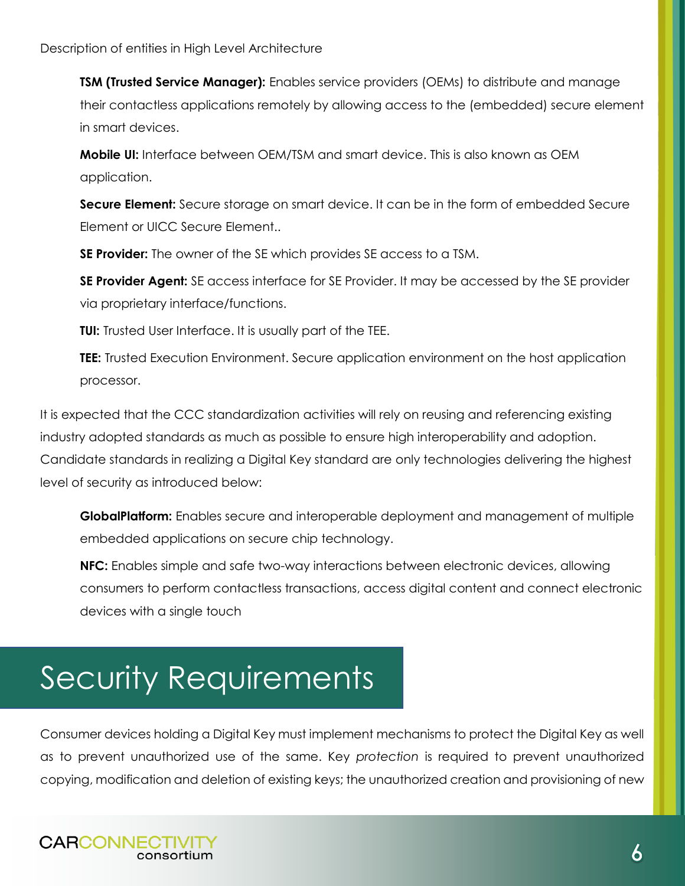Description of entities in High Level Architecture

**TSM (Trusted Service Manager):** Enables service providers (OEMs) to distribute and manage their contactless applications remotely by allowing access to the (embedded) secure element in smart devices.

**Mobile UI:** Interface between OEM/TSM and smart device. This is also known as OEM application.

**Secure Element:** Secure storage on smart device. It can be in the form of embedded Secure Element or UICC Secure Element..

**SE Provider:** The owner of the SE which provides SE access to a TSM.

**SE Provider Agent:** SE access interface for SE Provider. It may be accessed by the SE provider via proprietary interface/functions.

**TUI:** Trusted User Interface. It is usually part of the TEE.

**TEE:** Trusted Execution Environment. Secure application environment on the host application processor.

It is expected that the CCC standardization activities will rely on reusing and referencing existing industry adopted standards as much as possible to ensure high interoperability and adoption. Candidate standards in realizing a Digital Key standard are only technologies delivering the highest level of security as introduced below:

**GlobalPlatform:** Enables secure and interoperable deployment and management of multiple embedded applications on secure chip technology.

**NFC:** Enables simple and safe two-way interactions between electronic devices, allowing consumers to perform contactless transactions, access digital content and connect electronic devices with a single touch

# Security Requirements

Consumer devices holding a Digital Key must implement mechanisms to protect the Digital Key as well as to prevent unauthorized use of the same. Key *protection* is required to prevent unauthorized copying, modification and deletion of existing keys; the unauthorized creation and provisioning of new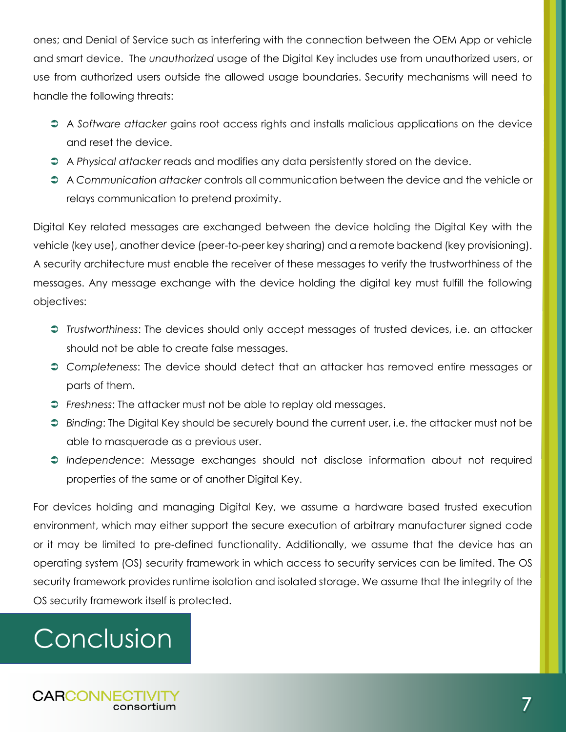ones; and Denial of Service such as interfering with the connection between the OEM App or vehicle and smart device. The *unauthorized* usage of the Digital Key includes use from unauthorized users, or use from authorized users outside the allowed usage boundaries. Security mechanisms will need to handle the following threats:

- A *Software attacker* gains root access rights and installs malicious applications on the device and reset the device.
- A *Physical attacker* reads and modifies any data persistently stored on the device.
- A *Communication attacker* controls all communication between the device and the vehicle or relays communication to pretend proximity.

Digital Key related messages are exchanged between the device holding the Digital Key with the vehicle (key use), another device (peer-to-peer key sharing) and a remote backend (key provisioning). A security architecture must enable the receiver of these messages to verify the trustworthiness of the messages. Any message exchange with the device holding the digital key must fulfill the following objectives:

- *Trustworthiness*: The devices should only accept messages of trusted devices, i.e. an attacker should not be able to create false messages.
- *Completeness*: The device should detect that an attacker has removed entire messages or parts of them.
- *Freshness*: The attacker must not be able to replay old messages.
- *Binding*: The Digital Key should be securely bound the current user, i.e. the attacker must not be able to masquerade as a previous user.
- *Independence*: Message exchanges should not disclose information about not required properties of the same or of another Digital Key.

For devices holding and managing Digital Key, we assume a hardware based trusted execution environment, which may either support the secure execution of arbitrary manufacturer signed code or it may be limited to pre-defined functionality. Additionally, we assume that the device has an operating system (OS) security framework in which access to security services can be limited. The OS security framework provides runtime isolation and isolated storage. We assume that the integrity of the OS security framework itself is protected.

# Conclusion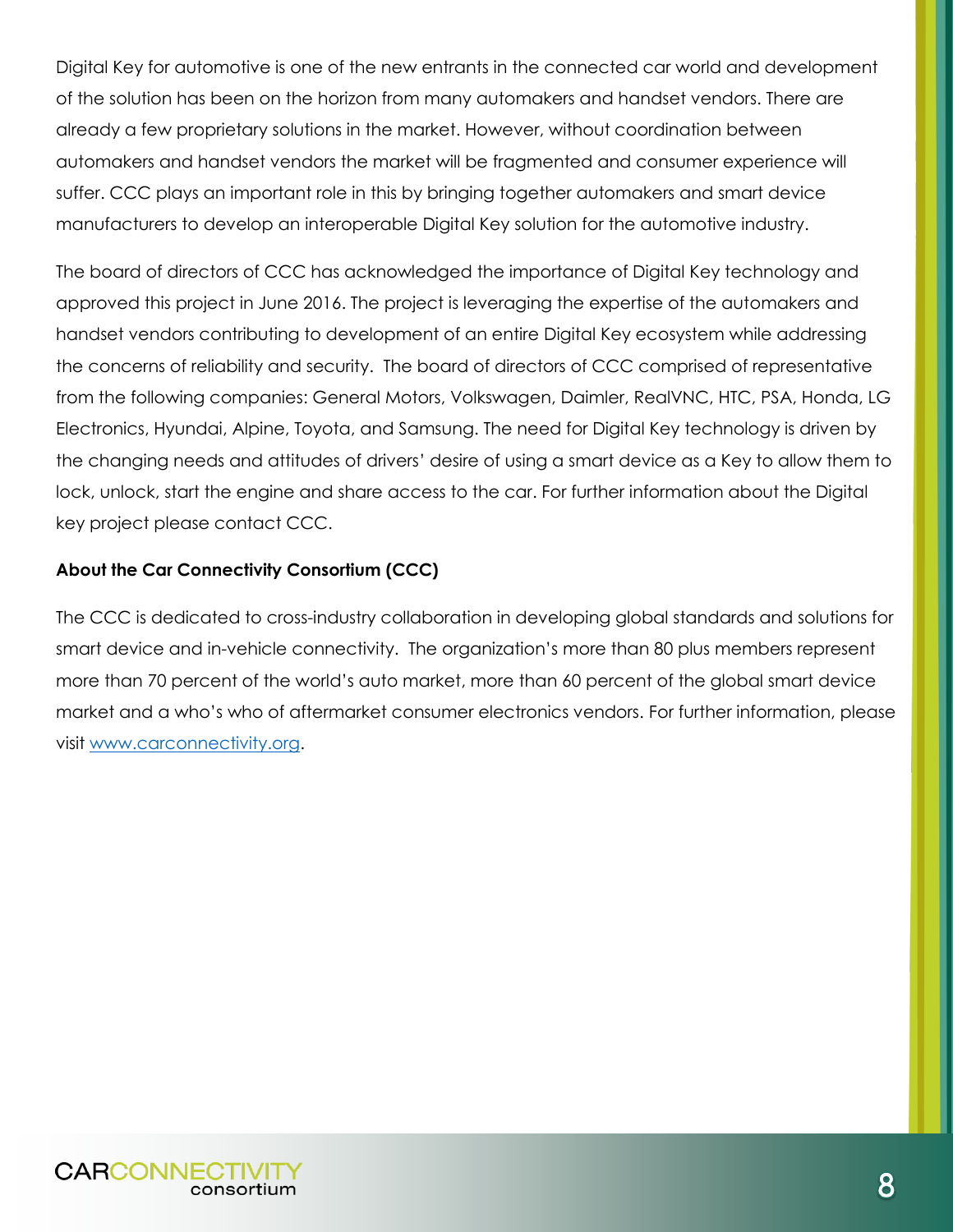Digital Key for automotive is one of the new entrants in the connected car world and development of the solution has been on the horizon from many automakers and handset vendors. There are already a few proprietary solutions in the market. However, without coordination between automakers and handset vendors the market will be fragmented and consumer experience will suffer. CCC plays an important role in this by bringing together automakers and smart device manufacturers to develop an interoperable Digital Key solution for the automotive industry.

The board of directors of CCC has acknowledged the importance of Digital Key technology and approved this project in June 2016. The project is leveraging the expertise of the automakers and handset vendors contributing to development of an entire Digital Key ecosystem while addressing the concerns of reliability and security. The board of directors of CCC comprised of representative from the following companies: General Motors, Volkswagen, Daimler, RealVNC, HTC, PSA, Honda, LG Electronics, Hyundai, Alpine, Toyota, and Samsung. The need for Digital Key technology is driven by the changing needs and attitudes of drivers' desire of using a smart device as a Key to allow them to lock, unlock, start the engine and share access to the car. For further information about the Digital key project please contact CCC.

**About the Car Connectivity Consortium (CCC)**

The CCC is dedicated to cross-industry collaboration in developing global standards and solutions for smart device and in-vehicle connectivity. The organization's more than 80 plus members represent more than 70 percent of the world's auto market, more than 60 percent of the global smart device market and a who's who of aftermarket consumer electronics vendors. For further information, please visit [www.carconnectivity.org](http://www.carconnectivity.org).